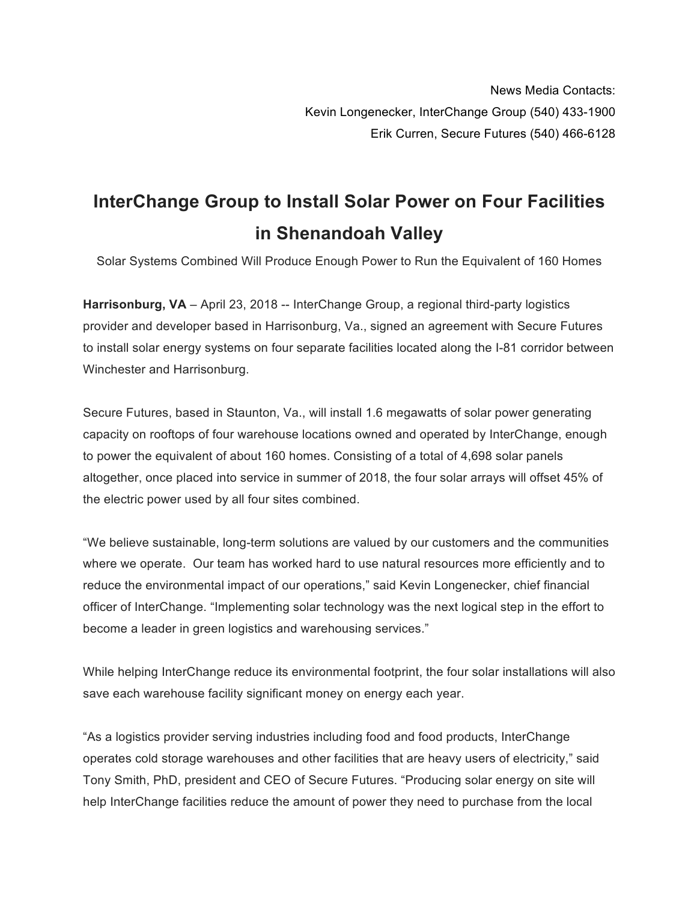News Media Contacts:
Kevin Longenecker, InterChange Group (540) 433-1900
Erik Curren, Secure Futures (540) 466-6128

# InterChange Group to Install Solar Power on Four Facilities in Shenandoah Valley

Solar Systems Combined Will Produce Enough Power to Run the Equivalent of 160 Homes

**Harrisonburg, VA** – April 23, 2018 -- InterChange Group, a regional third-party logistics provider and developer based in Harrisonburg, Va., signed an agreement with Secure Futures to install solar energy systems on four separate facilities located along the I-81 corridor between Winchester and Harrisonburg.

Secure Futures, based in Staunton, Va., will install 1.6 megawatts of solar power generating capacity on rooftops of four warehouse locations owned and operated by InterChange, enough to power the equivalent of about 160 homes. Consisting of a total of 4,698 solar panels altogether, once placed into service in summer of 2018, the four solar arrays will offset 45% of the electric power used by all four sites combined.

"We believe sustainable, long-term solutions are valued by our customers and the communities where we operate. Our team has worked hard to use natural resources more efficiently and to reduce the environmental impact of our operations," said Kevin Longenecker, chief financial officer of InterChange. "Implementing solar technology was the next logical step in the effort to become a leader in green logistics and warehousing services."

While helping InterChange reduce its environmental footprint, the four solar installations will also save each warehouse facility significant money on energy each year.

"As a logistics provider serving industries including food and food products, InterChange operates cold storage warehouses and other facilities that are heavy users of electricity," said Tony Smith, PhD, president and CEO of Secure Futures. "Producing solar energy on site will help InterChange facilities reduce the amount of power they need to purchase from the local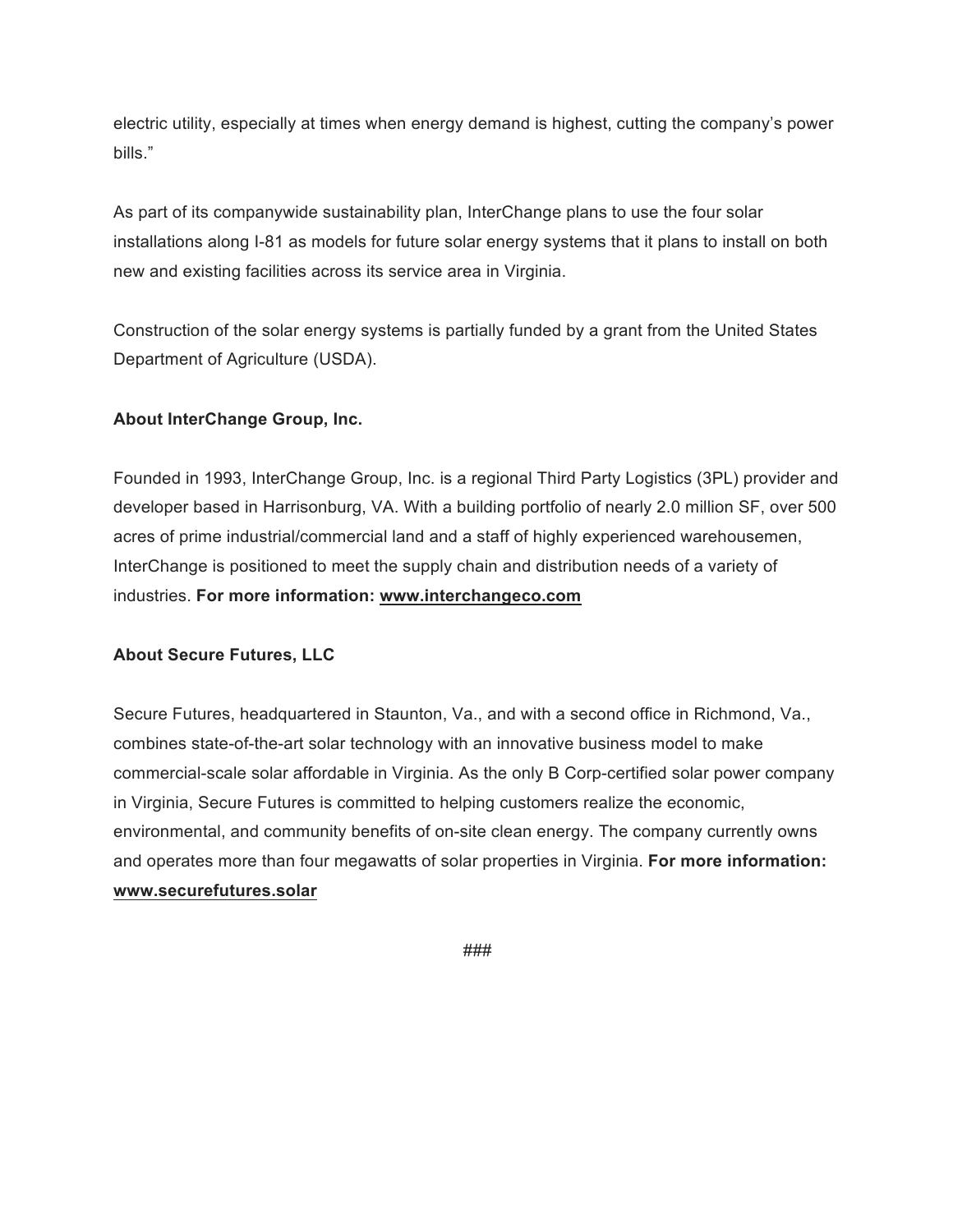electric utility, especially at times when energy demand is highest, cutting the company's power bills."

As part of its companywide sustainability plan, InterChange plans to use the four solar installations along I-81 as models for future solar energy systems that it plans to install on both new and existing facilities across its service area in Virginia.

Construction of the solar energy systems is partially funded by a grant from the United States Department of Agriculture (USDA).

**About InterChange Group, Inc.**

Founded in 1993, InterChange Group, Inc. is a regional Third Party Logistics (3PL) provider and developer based in Harrisonburg, VA. With a building portfolio of nearly 2.0 million SF, over 500 acres of prime industrial/commercial land and a staff of highly experienced warehousemen, InterChange is positioned to meet the supply chain and distribution needs of a variety of industries. **For more information: www.interchangeco.com**

**About Secure Futures, LLC**

Secure Futures, headquartered in Staunton, Va., and with a second office in Richmond, Va., combines state-of-the-art solar technology with an innovative business model to make commercial-scale solar affordable in Virginia. As the only B Corp-certified solar power company in Virginia, Secure Futures is committed to helping customers realize the economic, environmental, and community benefits of on-site clean energy. The company currently owns and operates more than four megawatts of solar properties in Virginia. **For more information: www.securefutures.solar**

###